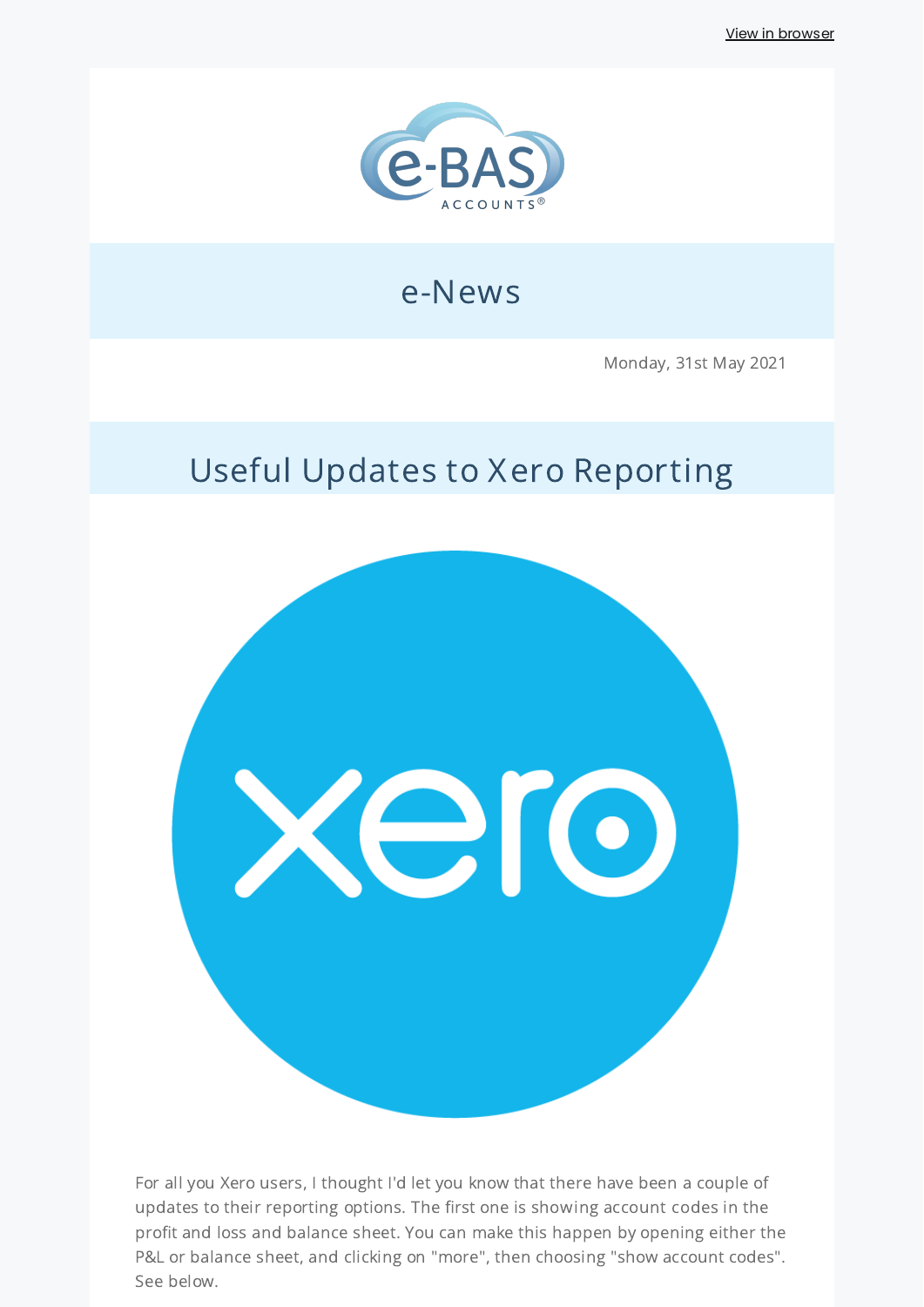View in browser

e-BAS ACCOUNTS®

# e-News

Monday, 31st May 2021

## Useful Updates to Xero Reporting

For all you Xero users, I thought I'd let you know that there have been a couple of updates to their reporting options. The first one is showing account codes in the profit and loss and balance sheet. You can make this happen by opening either the P&L or balance sheet, and clicking on "more", then choosing "show account codes". See below.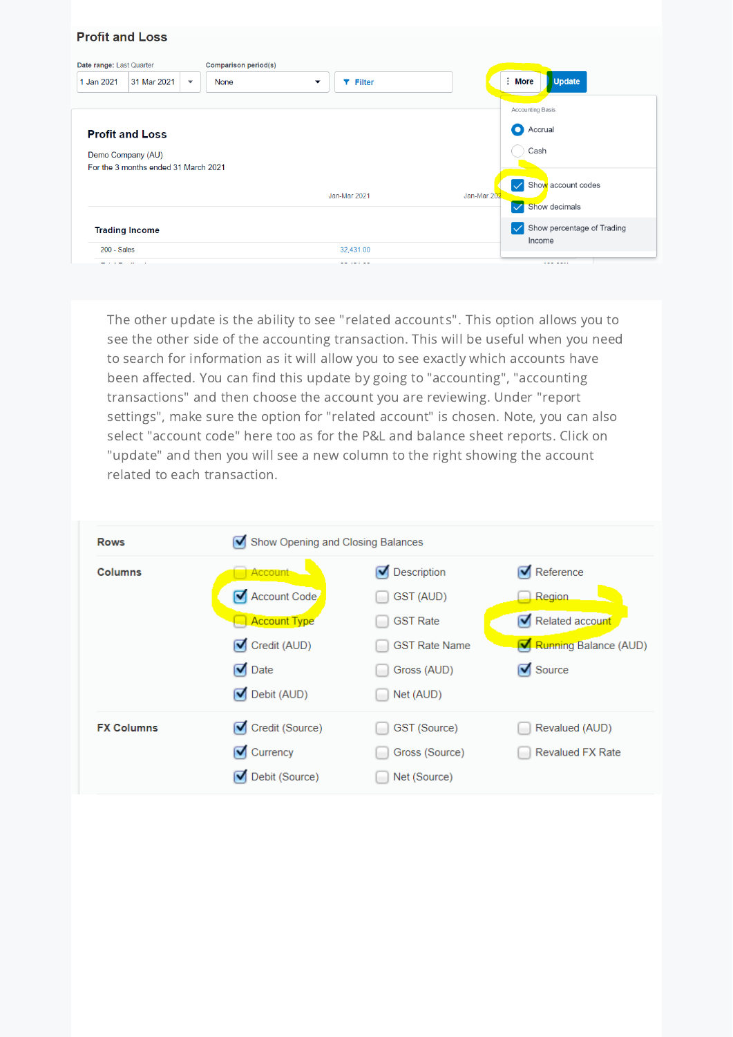## Profit and Loss

Date range: Last Quarter — 1 Jan 2021 | 31 Mar 2021

Comparison period(s): None

Filter | More | Update

Accounting Basis

- Accrual
- Cash

- [x] Show account codes
- [x] Show decimals
- [x] Show percentage of Trading Income

### Profit and Loss

Demo Company (AU)
For the 3 months ended 31 March 2021

| | Jan-Mar 2021 | Jan-Mar 202 |
|---|---|---|
| **Trading Income** | | |
| 200 - Sales | 32,431.00 | |

The other update is the ability to see "related accounts". This option allows you to see the other side of the accounting transaction. This will be useful when you need to search for information as it will allow you to see exactly which accounts have been affected. You can find this update by going to "accounting", "accounting transactions" and then choose the account you are reviewing. Under "report settings", make sure the option for "related account" is chosen. Note, you can also select "account code" here too as for the P&L and balance sheet reports. Click on "update" and then you will see a new column to the right showing the account related to each transaction.

| | | | |
|---|---|---|---|
| **Rows** | [x] Show Opening and Closing Balances | | |
| **Columns** | [ ] Account | [x] Description | [x] Reference |
| | [x] Account Code | [ ] GST (AUD) | [ ] Region |
| | [ ] Account Type | [ ] GST Rate | [x] Related account |
| | [x] Credit (AUD) | [ ] GST Rate Name | [x] Running Balance (AUD) |
| | [x] Date | [ ] Gross (AUD) | [x] Source |
| | [x] Debit (AUD) | [ ] Net (AUD) | |
| **FX Columns** | [x] Credit (Source) | [ ] GST (Source) | [ ] Revalued (AUD) |
| | [x] Currency | [ ] Gross (Source) | [ ] Revalued FX Rate |
| | [x] Debit (Source) | [ ] Net (Source) | |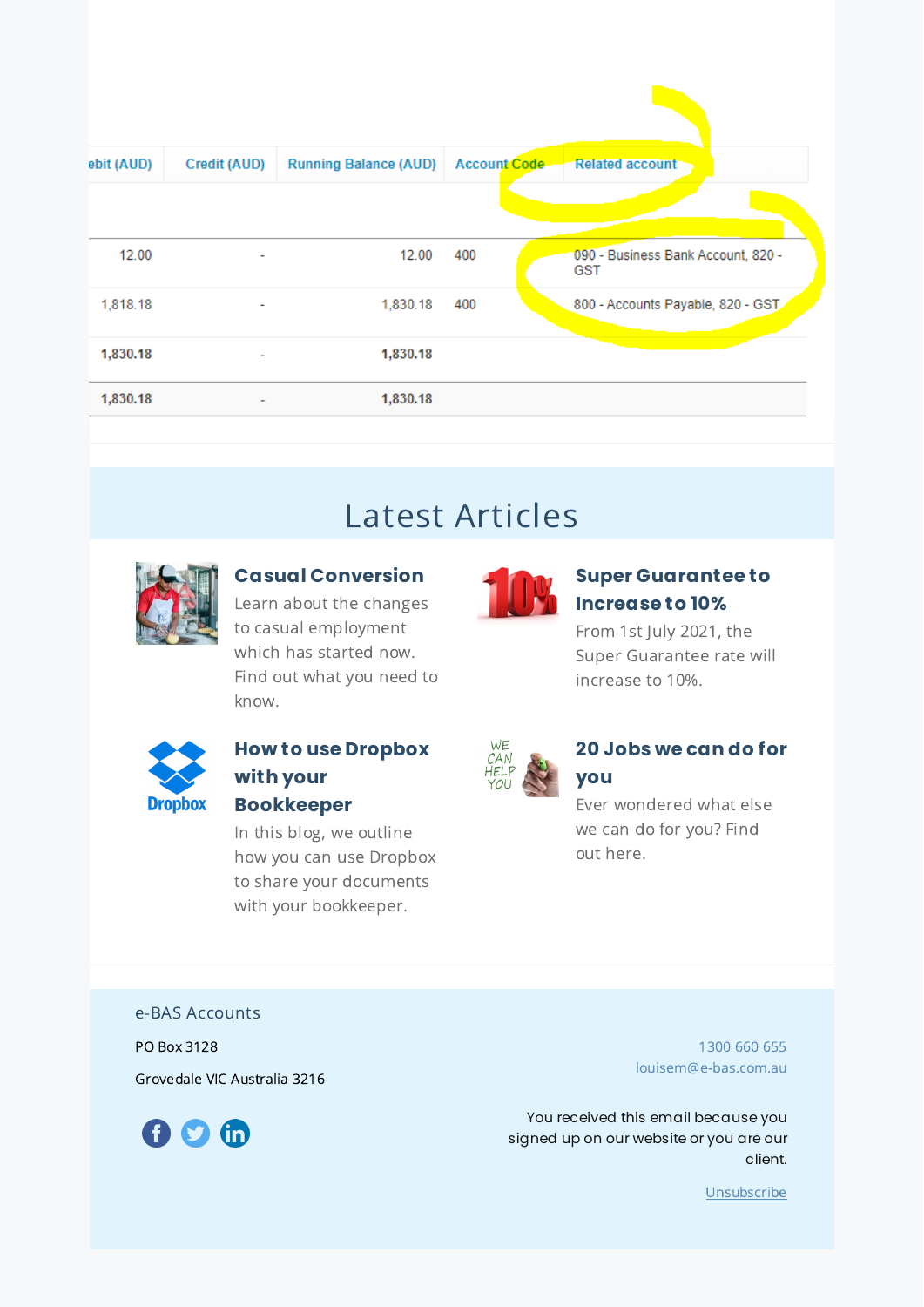| ebit (AUD) | Credit (AUD) | Running Balance (AUD) | Account Code | Related account |
|---|---|---|---|---|
| 12.00 | - | 12.00 | 400 | 090 - Business Bank Account, 820 - GST |
| 1,818.18 | - | 1,830.18 | 400 | 800 - Accounts Payable, 820 - GST |
| **1,830.18** | - | **1,830.18** | | |
| **1,830.18** | - | **1,830.18** | | |

# Latest Articles

### Casual Conversion

Learn about the changes to casual employment which has started now. Find out what you need to know.

### Super Guarantee to Increase to 10%

From 1st July 2021, the Super Guarantee rate will increase to 10%.

### How to use Dropbox with your Bookkeeper

In this blog, we outline how you can use Dropbox to share your documents with your bookkeeper.

### 20 Jobs we can do for you

Ever wondered what else we can do for you? Find out here.

e-BAS Accounts

PO Box 3128

Grovedale VIC Australia 3216

1300 660 655
louisem@e-bas.com.au

You received this email because you signed up on our website or you are our client.

Unsubscribe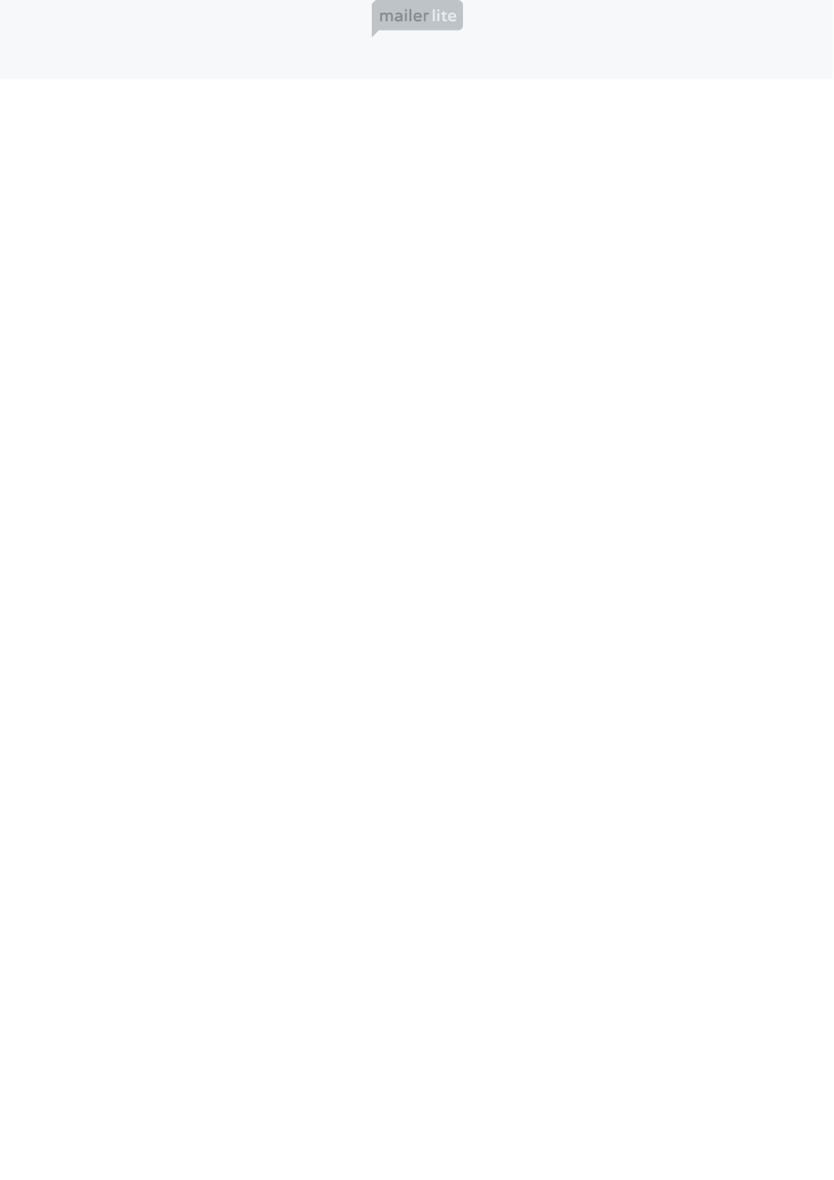mailer lite